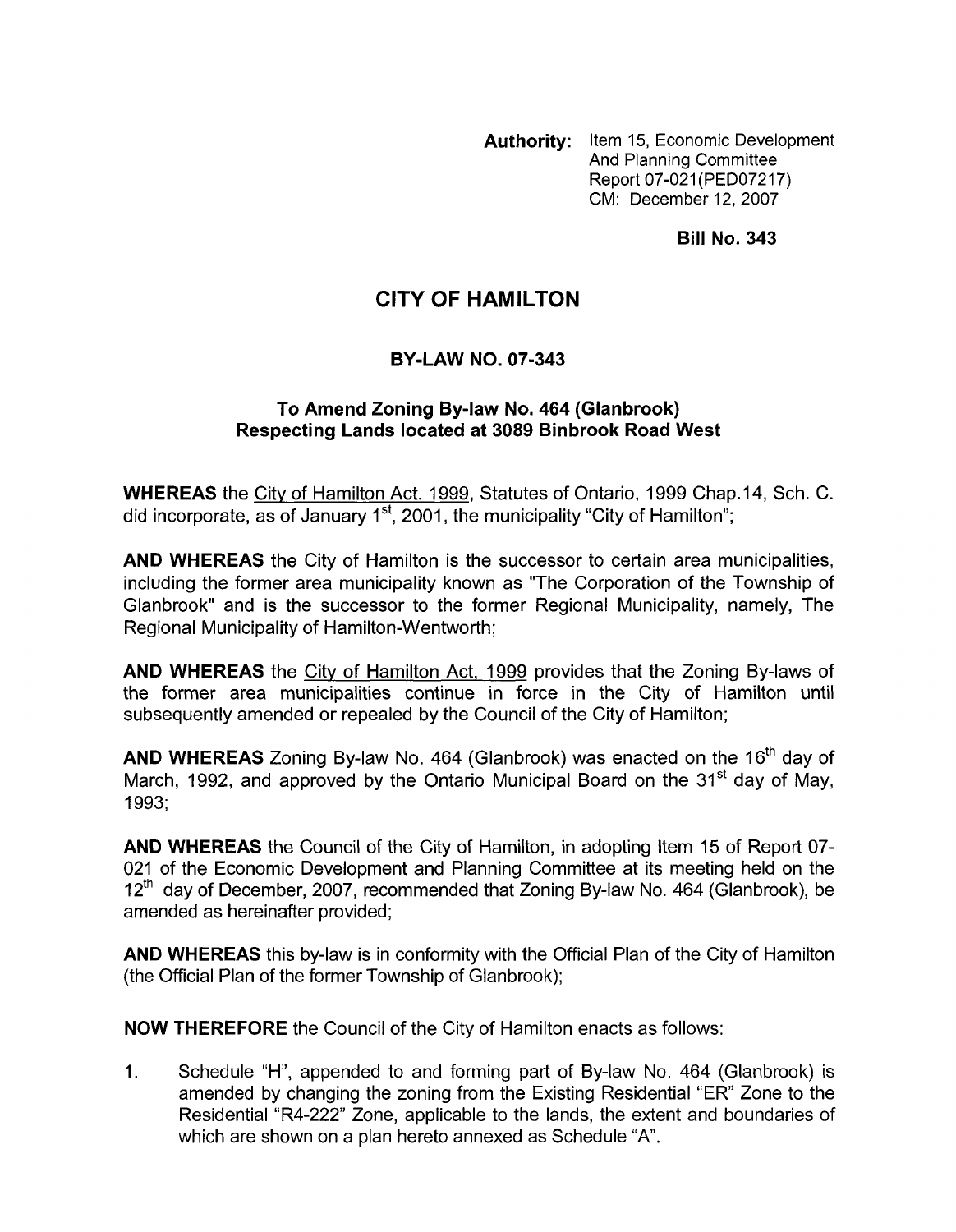**Authority:** Item 15, Economic Development And Planning Committee Report 07-021(PED07217) CM: December 12, 2007

**Bill No. 343**

# CITY OF HAMILTON

## BY-LAW NO. 07-343

### To Amend Zoning By-law No. 464 (Glanbrook) Respecting Lands located at 3089 Binbrook Road West

**WHEREAS** the City of Hamilton Act, 1999, Statutes of Ontario, 1999 Chap.14, Sch. C. did incorporate, as of January 1st, 2001, the municipality "City of Hamilton";

**AND WHEREAS** the City of Hamilton is the successor to certain area municipalities, including the former area municipality known as "The Corporation of the Township of Glanbrook" and is the successor to the former Regional Municipality, namely, The Regional Municipality of Hamilton-Wentworth;

**AND WHEREAS** the City of Hamilton Act, 1999 provides that the Zoning By-laws of the former area municipalities continue in force in the City of Hamilton until subsequently amended or repealed by the Council of the City of Hamilton;

**AND WHEREAS** Zoning By-law No. 464 (Glanbrook) was enacted on the 16th day of March, 1992, and approved by the Ontario Municipal Board on the 31st day of May, 1993;

**AND WHEREAS** the Council of the City of Hamilton, in adopting Item 15 of Report 07-021 of the Economic Development and Planning Committee at its meeting held on the 12th day of December, 2007, recommended that Zoning By-law No. 464 (Glanbrook), be amended as hereinafter provided;

**AND WHEREAS** this by-law is in conformity with the Official Plan of the City of Hamilton (the Official Plan of the former Township of Glanbrook);

**NOW THEREFORE** the Council of the City of Hamilton enacts as follows:

1. Schedule "H", appended to and forming part of By-law No. 464 (Glanbrook) is amended by changing the zoning from the Existing Residential "ER" Zone to the Residential "R4-222" Zone, applicable to the lands, the extent and boundaries of which are shown on a plan hereto annexed as Schedule "A".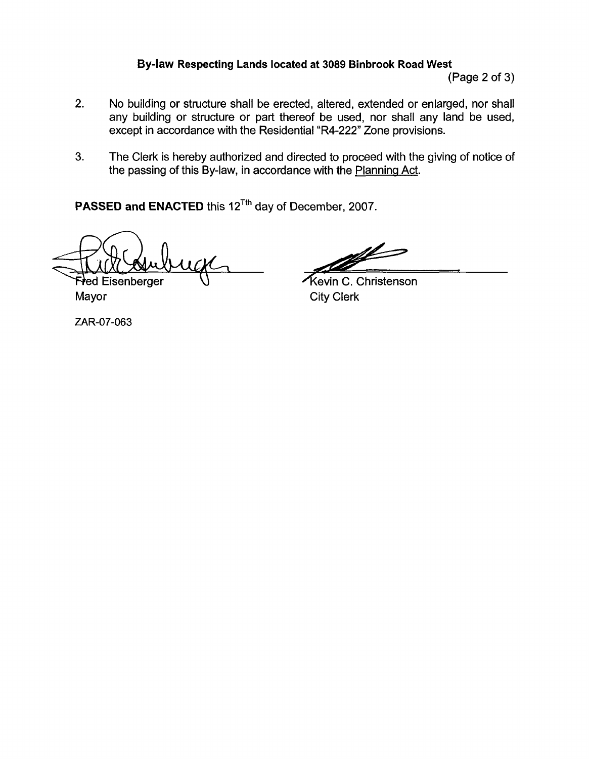**By-law Respecting Lands located at 3089 Binbrook Road West**

2. No building or structure shall be erected, altered, extended or enlarged, nor shall any building or structure or part thereof be used, nor shall any land be used, except in accordance with the Residential "R4-222" Zone provisions.

3. The Clerk is hereby authorized and directed to proceed with the giving of notice of the passing of this By-law, in accordance with the Planning Act.

**PASSED and ENACTED** this 12Tth day of December, 2007.

Fred Eisenberger
Mayor

Kevin C. Christenson
City Clerk

ZAR-07-063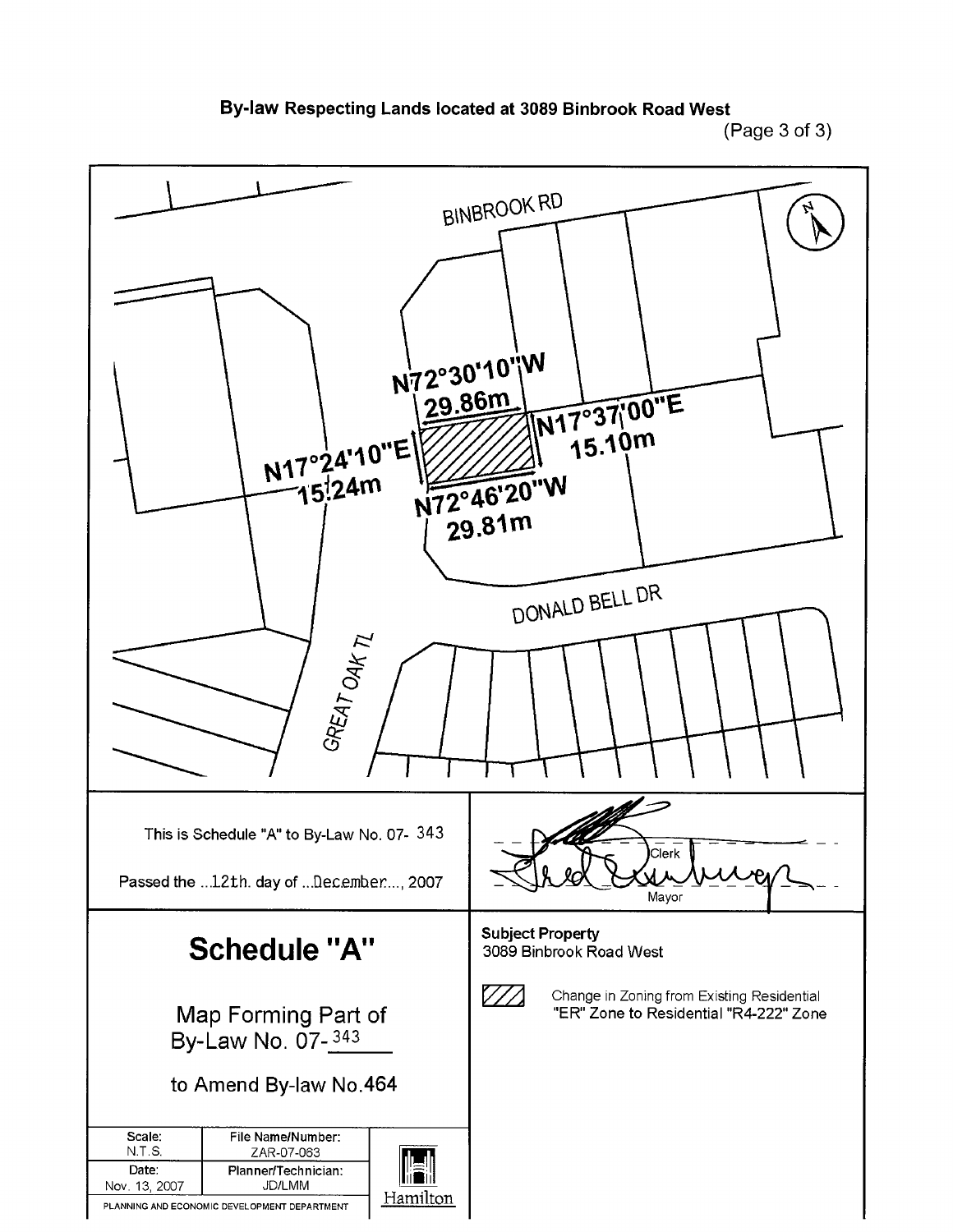**By-law Respecting Lands located at 3089 Binbrook Road West**

BINBROOK RD

N72°30'10"W
29.86m

N17°37'00"E
15.10m

N17°24'10"E
15.24m

N72°46'20"W
29.81m

DONALD BELL DR

GREAT OAK TL

This is Schedule "A" to By-Law No. 07- 343

Passed the ...12th. day of ...December...., 2007

Clerk

Mayor

## Schedule "A"

Map Forming Part of By-Law No. 07-343

to Amend By-law No.464

| | | |
|---|---|---|
| Scale: N.T.S. | File Name/Number: ZAR-07-063 | Hamilton |
| Date: Nov. 13, 2007 | Planner/Technician: JD/LMM | |
| PLANNING AND ECONOMIC DEVELOPMENT DEPARTMENT | | |

**Subject Property**
3089 Binbrook Road West

Change in Zoning from Existing Residential "ER" Zone to Residential "R4-222" Zone